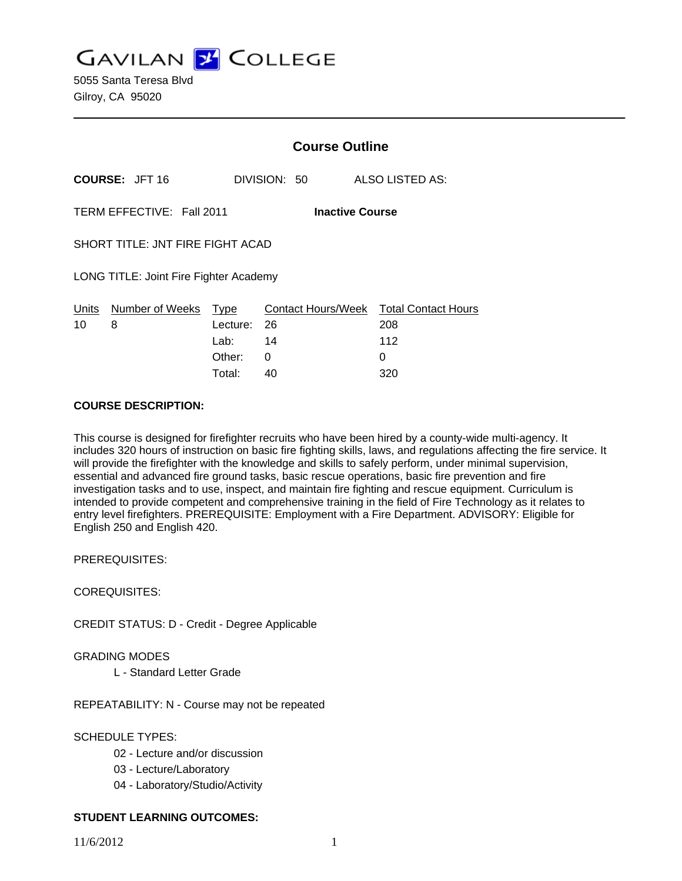# GAVILAN COLLEGE

5055 Santa Teresa Blvd
Gilroy, CA 95020

---

## Course Outline

**COURSE:** JFT 16 DIVISION: 50 ALSO LISTED AS:

TERM EFFECTIVE: Fall 2011 **Inactive Course**

SHORT TITLE: JNT FIRE FIGHT ACAD

LONG TITLE: Joint Fire Fighter Academy

| Units | Number of Weeks | Type | Contact Hours/Week | Total Contact Hours |
|---|---|---|---|---|
| 10 | 8 | Lecture: | 26 | 208 |
| | | Lab: | 14 | 112 |
| | | Other: | 0 | 0 |
| | | Total: | 40 | 320 |

**COURSE DESCRIPTION:**

This course is designed for firefighter recruits who have been hired by a county-wide multi-agency. It includes 320 hours of instruction on basic fire fighting skills, laws, and regulations affecting the fire service. It will provide the firefighter with the knowledge and skills to safely perform, under minimal supervision, essential and advanced fire ground tasks, basic rescue operations, basic fire prevention and fire investigation tasks and to use, inspect, and maintain fire fighting and rescue equipment. Curriculum is intended to provide competent and comprehensive training in the field of Fire Technology as it relates to entry level firefighters. PREREQUISITE: Employment with a Fire Department. ADVISORY: Eligible for English 250 and English 420.

PREREQUISITES:

COREQUISITES:

CREDIT STATUS: D - Credit - Degree Applicable

GRADING MODES

- L - Standard Letter Grade

REPEATABILITY: N - Course may not be repeated

SCHEDULE TYPES:

- 02 - Lecture and/or discussion
- 03 - Lecture/Laboratory
- 04 - Laboratory/Studio/Activity

**STUDENT LEARNING OUTCOMES:**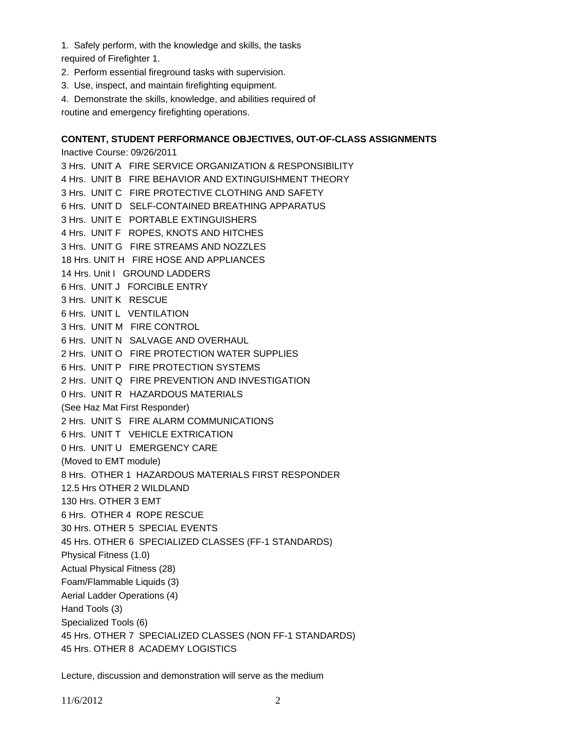1. Safely perform, with the knowledge and skills, the tasks required of Firefighter 1.
2. Perform essential fireground tasks with supervision.
3. Use, inspect, and maintain firefighting equipment.
4. Demonstrate the skills, knowledge, and abilities required of routine and emergency firefighting operations.

**CONTENT, STUDENT PERFORMANCE OBJECTIVES, OUT-OF-CLASS ASSIGNMENTS**

Inactive Course: 09/26/2011

3 Hrs. UNIT A FIRE SERVICE ORGANIZATION & RESPONSIBILITY
4 Hrs. UNIT B FIRE BEHAVIOR AND EXTINGUISHMENT THEORY
3 Hrs. UNIT C FIRE PROTECTIVE CLOTHING AND SAFETY
6 Hrs. UNIT D SELF-CONTAINED BREATHING APPARATUS
3 Hrs. UNIT E PORTABLE EXTINGUISHERS
4 Hrs. UNIT F ROPES, KNOTS AND HITCHES
3 Hrs. UNIT G FIRE STREAMS AND NOZZLES
18 Hrs. UNIT H FIRE HOSE AND APPLIANCES
14 Hrs. Unit I GROUND LADDERS
6 Hrs. UNIT J FORCIBLE ENTRY
3 Hrs. UNIT K RESCUE
6 Hrs. UNIT L VENTILATION
3 Hrs. UNIT M FIRE CONTROL
6 Hrs. UNIT N SALVAGE AND OVERHAUL
2 Hrs. UNIT O FIRE PROTECTION WATER SUPPLIES
6 Hrs. UNIT P FIRE PROTECTION SYSTEMS
2 Hrs. UNIT Q FIRE PREVENTION AND INVESTIGATION
0 Hrs. UNIT R HAZARDOUS MATERIALS
(See Haz Mat First Responder)
2 Hrs. UNIT S FIRE ALARM COMMUNICATIONS
6 Hrs. UNIT T VEHICLE EXTRICATION
0 Hrs. UNIT U EMERGENCY CARE
(Moved to EMT module)
8 Hrs. OTHER 1 HAZARDOUS MATERIALS FIRST RESPONDER
12.5 Hrs OTHER 2 WILDLAND
130 Hrs. OTHER 3 EMT
6 Hrs. OTHER 4 ROPE RESCUE
30 Hrs. OTHER 5 SPECIAL EVENTS
45 Hrs. OTHER 6 SPECIALIZED CLASSES (FF-1 STANDARDS)
Physical Fitness (1.0)
Actual Physical Fitness (28)
Foam/Flammable Liquids (3)
Aerial Ladder Operations (4)
Hand Tools (3)
Specialized Tools (6)
45 Hrs. OTHER 7 SPECIALIZED CLASSES (NON FF-1 STANDARDS)
45 Hrs. OTHER 8 ACADEMY LOGISTICS

Lecture, discussion and demonstration will serve as the medium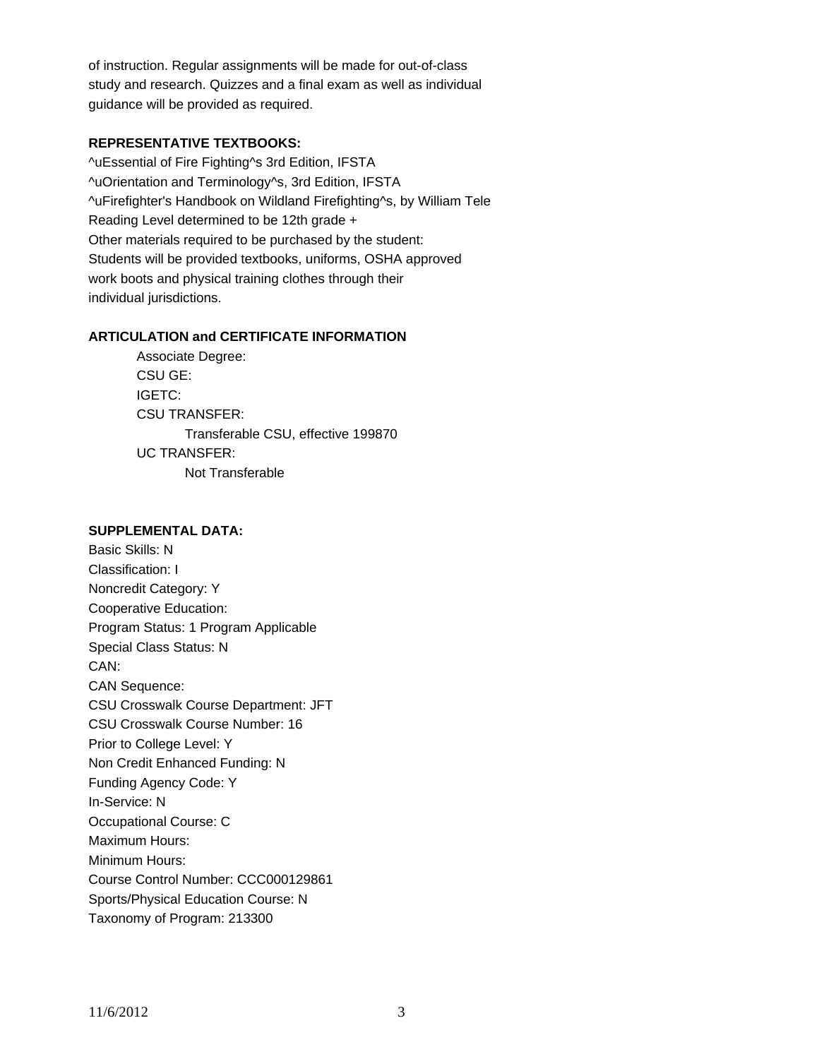of instruction. Regular assignments will be made for out-of-class study and research. Quizzes and a final exam as well as individual guidance will be provided as required.

**REPRESENTATIVE TEXTBOOKS:**

^uEssential of Fire Fighting^s 3rd Edition, IFSTA
^uOrientation and Terminology^s, 3rd Edition, IFSTA
^uFirefighter's Handbook on Wildland Firefighting^s, by William Tele
Reading Level determined to be 12th grade +
Other materials required to be purchased by the student:
Students will be provided textbooks, uniforms, OSHA approved work boots and physical training clothes through their individual jurisdictions.

**ARTICULATION and CERTIFICATE INFORMATION**

Associate Degree:
CSU GE:
IGETC:
CSU TRANSFER:
Transferable CSU, effective 199870
UC TRANSFER:
Not Transferable

**SUPPLEMENTAL DATA:**

Basic Skills: N
Classification: I
Noncredit Category: Y
Cooperative Education:
Program Status: 1 Program Applicable
Special Class Status: N
CAN:
CAN Sequence:
CSU Crosswalk Course Department: JFT
CSU Crosswalk Course Number: 16
Prior to College Level: Y
Non Credit Enhanced Funding: N
Funding Agency Code: Y
In-Service: N
Occupational Course: C
Maximum Hours:
Minimum Hours:
Course Control Number: CCC000129861
Sports/Physical Education Course: N
Taxonomy of Program: 213300